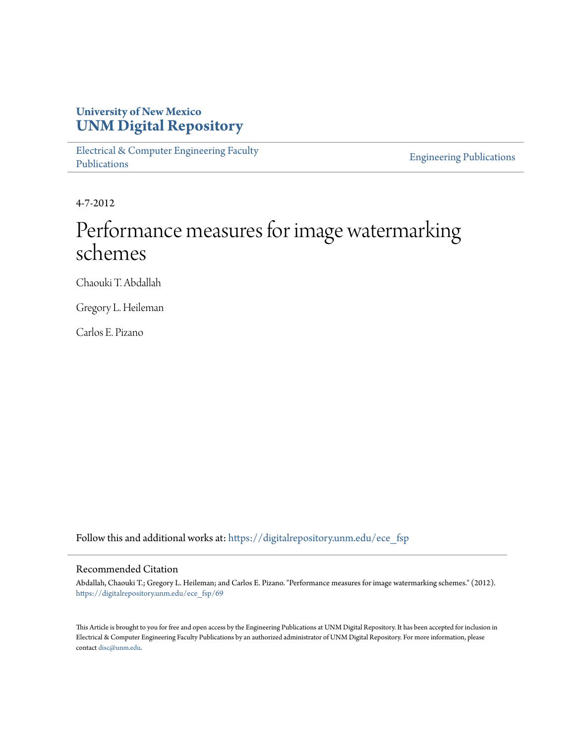University of New Mexico
**UNM Digital Repository**

Electrical & Computer Engineering Faculty Publications

Engineering Publications

4-7-2012

# Performance measures for image watermarking schemes

Chaouki T. Abdallah

Gregory L. Heileman

Carlos E. Pizano

Follow this and additional works at: https://digitalrepository.unm.edu/ece_fsp

## Recommended Citation

Abdallah, Chaouki T.; Gregory L. Heileman; and Carlos E. Pizano. "Performance measures for image watermarking schemes." (2012). https://digitalrepository.unm.edu/ece_fsp/69

This Article is brought to you for free and open access by the Engineering Publications at UNM Digital Repository. It has been accepted for inclusion in Electrical & Computer Engineering Faculty Publications by an authorized administrator of UNM Digital Repository. For more information, please contact disc@unm.edu.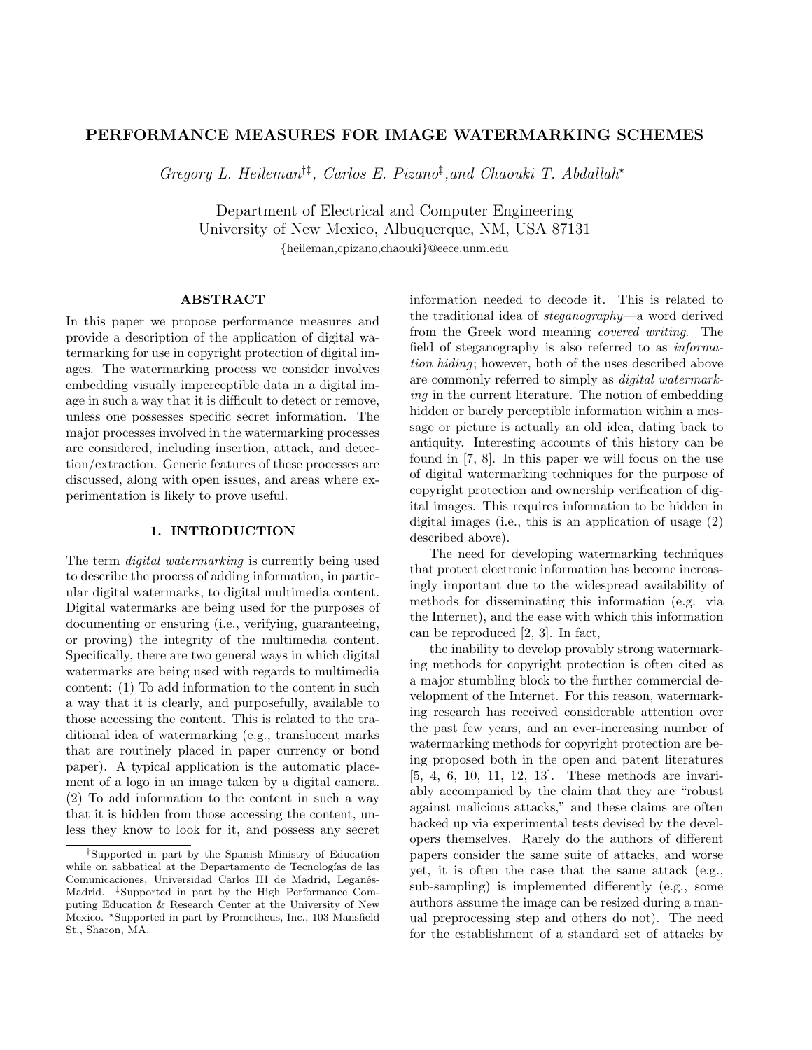# PERFORMANCE MEASURES FOR IMAGE WATERMARKING SCHEMES

*Gregory L. Heileman*[†‡], *Carlos E. Pizano*[‡], *and Chaouki T. Abdallah*[⋆]

Department of Electrical and Computer Engineering
University of New Mexico, Albuquerque, NM, USA 87131
{heileman,cpizano,chaouki}@eece.unm.edu

## ABSTRACT

In this paper we propose performance measures and provide a description of the application of digital watermarking for use in copyright protection of digital images. The watermarking process we consider involves embedding visually imperceptible data in a digital image in such a way that it is difficult to detect or remove, unless one possesses specific secret information. The major processes involved in the watermarking processes are considered, including insertion, attack, and detection/extraction. Generic features of these processes are discussed, along with open issues, and areas where experimentation is likely to prove useful.

## 1. INTRODUCTION

The term *digital watermarking* is currently being used to describe the process of adding information, in particular digital watermarks, to digital multimedia content. Digital watermarks are being used for the purposes of documenting or ensuring (i.e., verifying, guaranteeing, or proving) the integrity of the multimedia content. Specifically, there are two general ways in which digital watermarks are being used with regards to multimedia content: (1) To add information to the content in such a way that it is clearly, and purposefully, available to those accessing the content. This is related to the traditional idea of watermarking (e.g., translucent marks that are routinely placed in paper currency or bond paper). A typical application is the automatic placement of a logo in an image taken by a digital camera. (2) To add information to the content in such a way that it is hidden from those accessing the content, unless they know to look for it, and possess any secret information needed to decode it. This is related to the traditional idea of *steganography*—a word derived from the Greek word meaning *covered writing*. The field of steganography is also referred to as *information hiding*; however, both of the uses described above are commonly referred to simply as *digital watermarking* in the current literature. The notion of embedding hidden or barely perceptible information within a message or picture is actually an old idea, dating back to antiquity. Interesting accounts of this history can be found in [7, 8]. In this paper we will focus on the use of digital watermarking techniques for the purpose of copyright protection and ownership verification of digital images. This requires information to be hidden in digital images (i.e., this is an application of usage (2) described above).

The need for developing watermarking techniques that protect electronic information has become increasingly important due to the widespread availability of methods for disseminating this information (e.g. via the Internet), and the ease with which this information can be reproduced [2, 3]. In fact,

the inability to develop provably strong watermarking methods for copyright protection is often cited as a major stumbling block to the further commercial development of the Internet. For this reason, watermarking research has received considerable attention over the past few years, and an ever-increasing number of watermarking methods for copyright protection are being proposed both in the open and patent literatures [5, 4, 6, 10, 11, 12, 13]. These methods are invariably accompanied by the claim that they are "robust against malicious attacks," and these claims are often backed up via experimental tests devised by the developers themselves. Rarely do the authors of different papers consider the same suite of attacks, and worse yet, it is often the case that the same attack (e.g., sub-sampling) is implemented differently (e.g., some authors assume the image can be resized during a manual preprocessing step and others do not). The need for the establishment of a standard set of attacks by

---

[†]Supported in part by the Spanish Ministry of Education while on sabbatical at the Departamento de Tecnologías de las Comunicaciones, Universidad Carlos III de Madrid, Leganés-Madrid. [‡]Supported in part by the High Performance Computing Education & Research Center at the University of New Mexico. [⋆]Supported in part by Prometheus, Inc., 103 Mansfield St., Sharon, MA.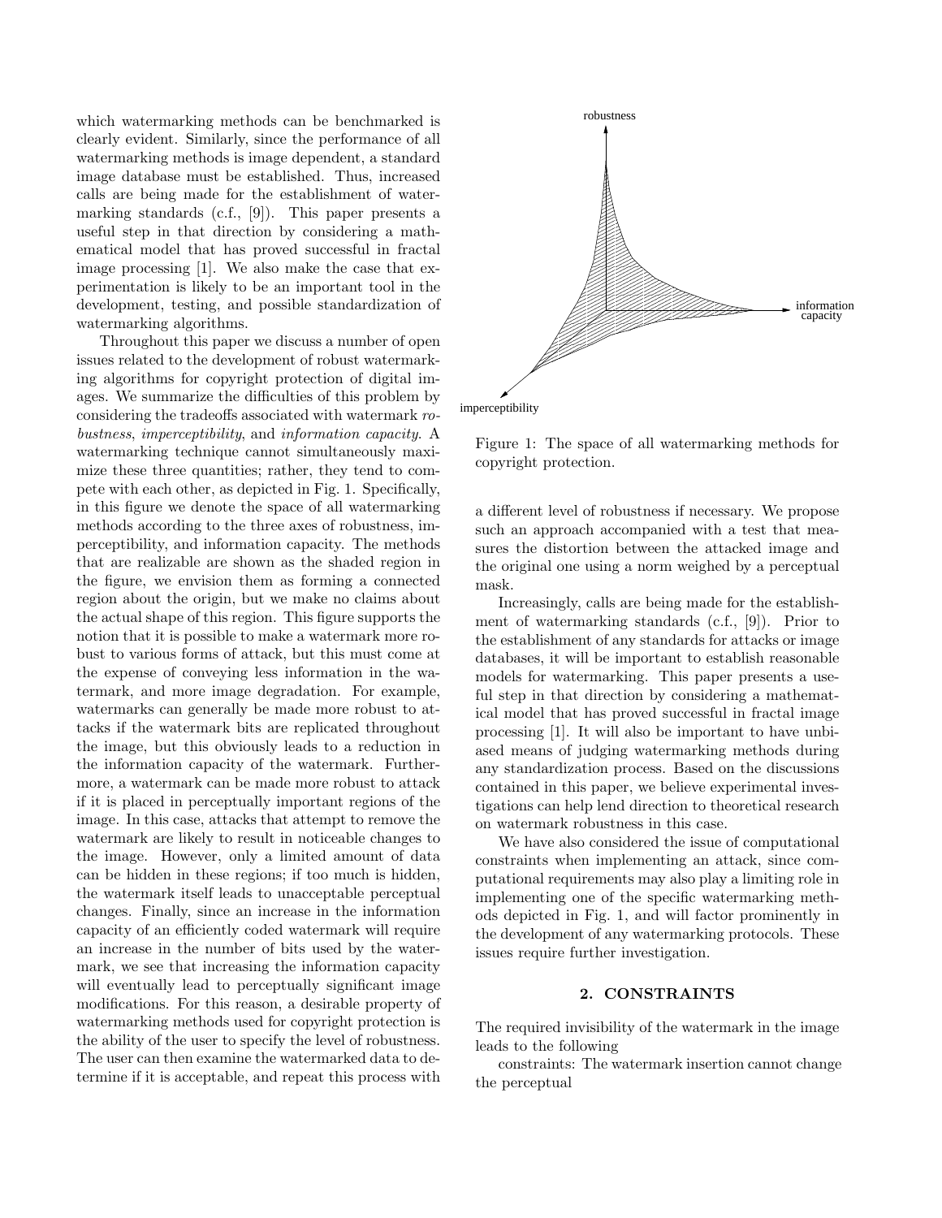which watermarking methods can be benchmarked is clearly evident. Similarly, since the performance of all watermarking methods is image dependent, a standard image database must be established. Thus, increased calls are being made for the establishment of watermarking standards (c.f., [9]). This paper presents a useful step in that direction by considering a mathematical model that has proved successful in fractal image processing [1]. We also make the case that experimentation is likely to be an important tool in the development, testing, and possible standardization of watermarking algorithms.

Throughout this paper we discuss a number of open issues related to the development of robust watermarking algorithms for copyright protection of digital images. We summarize the difficulties of this problem by considering the tradeoffs associated with watermark *robustness*, *imperceptibility*, and *information capacity*. A watermarking technique cannot simultaneously maximize these three quantities; rather, they tend to compete with each other, as depicted in Fig. 1. Specifically, in this figure we denote the space of all watermarking methods according to the three axes of robustness, imperceptibility, and information capacity. The methods that are realizable are shown as the shaded region in the figure, we envision them as forming a connected region about the origin, but we make no claims about the actual shape of this region. This figure supports the notion that it is possible to make a watermark more robust to various forms of attack, but this must come at the expense of conveying less information in the watermark, and more image degradation. For example, watermarks can generally be made more robust to attacks if the watermark bits are replicated throughout the image, but this obviously leads to a reduction in the information capacity of the watermark. Furthermore, a watermark can be made more robust to attack if it is placed in perceptually important regions of the image. In this case, attacks that attempt to remove the watermark are likely to result in noticeable changes to the image. However, only a limited amount of data can be hidden in these regions; if too much is hidden, the watermark itself leads to unacceptable perceptual changes. Finally, since an increase in the information capacity of an efficiently coded watermark will require an increase in the number of bits used by the watermark, we see that increasing the information capacity will eventually lead to perceptually significant image modifications. For this reason, a desirable property of watermarking methods used for copyright protection is the ability of the user to specify the level of robustness. The user can then examine the watermarked data to determine if it is acceptable, and repeat this process with a different level of robustness if necessary. We propose such an approach accompanied with a test that measures the distortion between the attacked image and the original one using a norm weighed by a perceptual mask.

Figure 1: The space of all watermarking methods for copyright protection.

Increasingly, calls are being made for the establishment of watermarking standards (c.f., [9]). Prior to the establishment of any standards for attacks or image databases, it will be important to establish reasonable models for watermarking. This paper presents a useful step in that direction by considering a mathematical model that has proved successful in fractal image processing [1]. It will also be important to have unbiased means of judging watermarking methods during any standardization process. Based on the discussions contained in this paper, we believe experimental investigations can help lend direction to theoretical research on watermark robustness in this case.

We have also considered the issue of computational constraints when implementing an attack, since computational requirements may also play a limiting role in implementing one of the specific watermarking methods depicted in Fig. 1, and will factor prominently in the development of any watermarking protocols. These issues require further investigation.

## 2. CONSTRAINTS

The required invisibility of the watermark in the image leads to the following

constraints: The watermark insertion cannot change the perceptual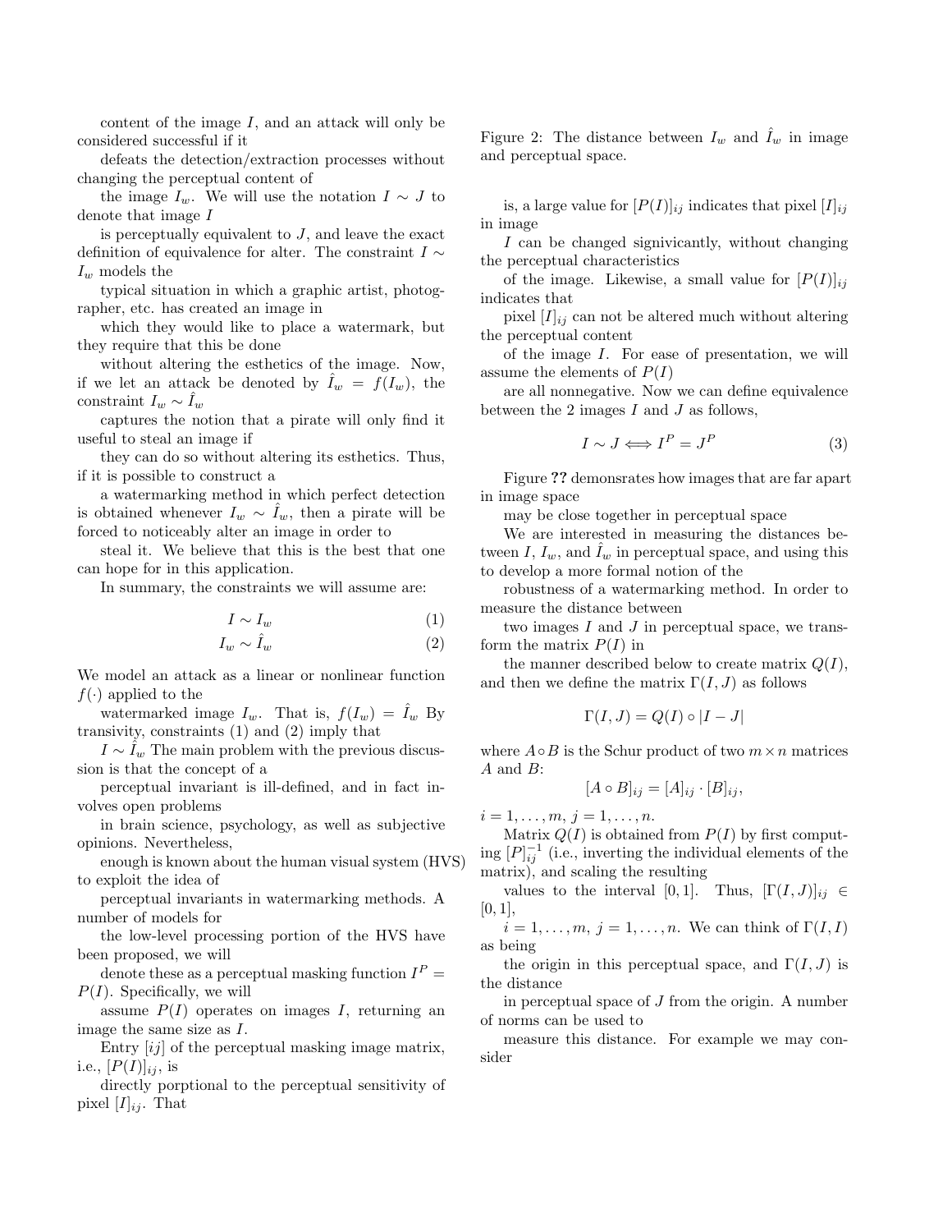content of the image $I$, and an attack will only be considered successful if it defeats the detection/extraction processes without changing the perceptual content of the image $I_w$. We will use the notation $I \sim J$ to denote that image $I$ is perceptually equivalent to $J$, and leave the exact definition of equivalence for alter. The constraint $I \sim I_w$ models the typical situation in which a graphic artist, photographer, etc. has created an image in which they would like to place a watermark, but they require that this be done without altering the esthetics of the image. Now, if we let an attack be denoted by $\hat{I}_w = f(I_w)$, the constraint $I_w \sim \hat{I}_w$ captures the notion that a pirate will only find it useful to steal an image if they can do so without altering its esthetics. Thus, if it is possible to construct a a watermarking method in which perfect detection is obtained whenever $I_w \sim \hat{I}_w$, then a pirate will be forced to noticeably alter an image in order to steal it. We believe that this is the best that one can hope for in this application.

In summary, the constraints we will assume are:

$$I \sim I_w \tag{1}$$

$$I_w \sim \hat{I}_w \tag{2}$$

We model an attack as a linear or nonlinear function $f(\cdot)$ applied to the watermarked image $I_w$. That is, $f(I_w) = \hat{I}_w$ By transivity, constraints (1) and (2) imply that $I \sim \hat{I}_w$ The main problem with the previous discussion is that the concept of a perceptual invariant is ill-defined, and in fact involves open problems in brain science, psychology, as well as subjective opinions. Nevertheless, enough is known about the human visual system (HVS) to exploit the idea of perceptual invariants in watermarking methods. A number of models for the low-level processing portion of the HVS have been proposed, we will denote these as a perceptual masking function $I^P = P(I)$. Specifically, we will assume $P(I)$ operates on images $I$, returning an image the same size as $I$.

Entry $[ij]$ of the perceptual masking image matrix, i.e., $[P(I)]_{ij}$, is directly porptional to the perceptual sensitivity of pixel $[I]_{ij}$. That

Figure 2: The distance between $I_w$ and $\hat{I}_w$ in image and perceptual space.

is, a large value for $[P(I)]_{ij}$ indicates that pixel $[I]_{ij}$ in image $I$ can be changed signivicantly, without changing the perceptual characteristics of the image. Likewise, a small value for $[P(I)]_{ij}$ indicates that pixel $[I]_{ij}$ can not be altered much without altering the perceptual content of the image $I$. For ease of presentation, we will assume the elements of $P(I)$ are all nonnegative. Now we can define equivalence between the 2 images $I$ and $J$ as follows,

$$I \sim J \Longleftrightarrow I^P = J^P \tag{3}$$

Figure **??** demonsrates how images that are far apart in image space may be close together in perceptual space

We are interested in measuring the distances between $I$, $I_w$, and $\hat{I}_w$ in perceptual space, and using this to develop a more formal notion of the robustness of a watermarking method. In order to measure the distance between two images $I$ and $J$ in perceptual space, we transform the matrix $P(I)$ in the manner described below to create matrix $Q(I)$, and then we define the matrix $\Gamma(I, J)$ as follows

$$\Gamma(I, J) = Q(I) \circ |I - J|$$

where $A \circ B$ is the Schur product of two $m \times n$ matrices $A$ and $B$:

$$[A \circ B]_{ij} = [A]_{ij} \cdot [B]_{ij},$$

$i = 1, \ldots, m$, $j = 1, \ldots, n$.

Matrix $Q(I)$ is obtained from $P(I)$ by first computing $[P]_{ij}^{-1}$ (i.e., inverting the individual elements of the matrix), and scaling the resulting values to the interval $[0, 1]$. Thus, $[\Gamma(I, J)]_{ij} \in [0, 1]$, $i = 1, \ldots, m$, $j = 1, \ldots, n$. We can think of $\Gamma(I, I)$ as being the origin in this perceptual space, and $\Gamma(I, J)$ is the distance in perceptual space of $J$ from the origin. A number of norms can be used to measure this distance. For example we may consider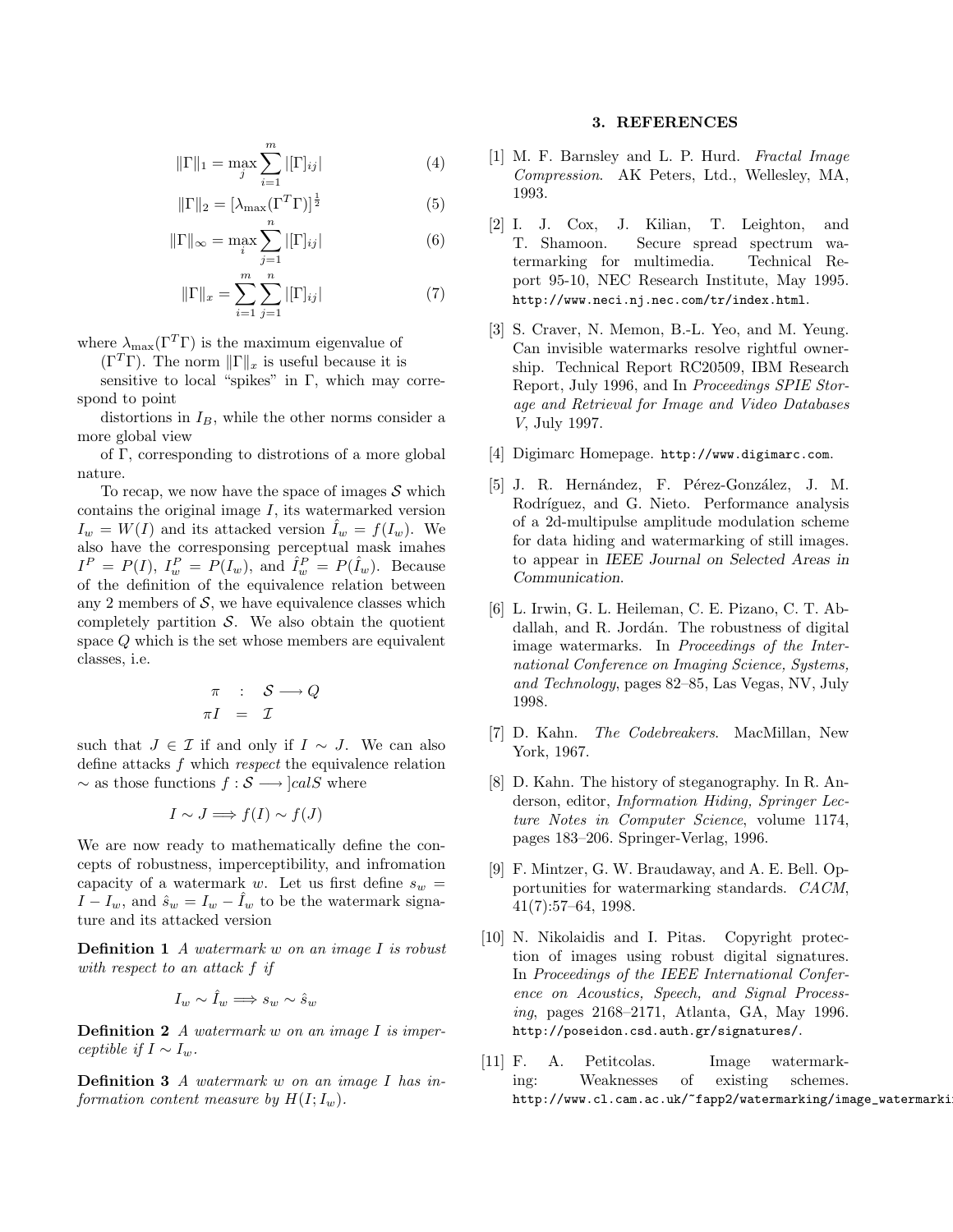$$\|\Gamma\|_1 = \max_j \sum_{i=1}^{m} |[\Gamma]_{ij}| \tag{4}$$

$$\|\Gamma\|_2 = [\lambda_{\max}(\Gamma^T\Gamma)]^{\frac{1}{2}} \tag{5}$$

$$\|\Gamma\|_\infty = \max_i \sum_{j=1}^{n} |[\Gamma]_{ij}| \tag{6}$$

$$\|\Gamma\|_x = \sum_{i=1}^{m} \sum_{j=1}^{n} |[\Gamma]_{ij}| \tag{7}$$

where $\lambda_{\max}(\Gamma^T\Gamma)$ is the maximum eigenvalue of $(\Gamma^T\Gamma)$. The norm $\|\Gamma\|_x$ is useful because it is sensitive to local "spikes" in $\Gamma$, which may correspond to point distortions in $I_B$, while the other norms consider a more global view of $\Gamma$, corresponding to distrotions of a more global nature.

To recap, we now have the space of images $\mathcal{S}$ which contains the original image $I$, its watermarked version $I_w = W(I)$ and its attacked version $\hat{I}_w = f(I_w)$. We also have the corresponsing perceptual mask imahes $I^P = P(I)$, $I_w^P = P(I_w)$, and $\hat{I}_w^P = P(\hat{I}_w)$. Because of the definition of the equivalence relation between any 2 members of $\mathcal{S}$, we have equivalence classes which completely partition $\mathcal{S}$. We also obtain the quotient space $Q$ which is the set whose members are equivalent classes, i.e.

$$\begin{aligned} \pi \quad &: \quad \mathcal{S} \longrightarrow Q \\ \pi I \quad &= \quad \mathcal{I} \end{aligned}$$

such that $J \in \mathcal{I}$ if and only if $I \sim J$. We can also define attacks $f$ which *respect* the equivalence relation $\sim$ as those functions $f : \mathcal{S} \longrightarrow ]calS$ where

$$I \sim J \Longrightarrow f(I) \sim f(J)$$

We are now ready to mathematically define the concepts of robustness, imperceptibility, and infromation capacity of a watermark $w$. Let us first define $s_w = I - I_w$, and $\hat{s}_w = I_w - \hat{I}_w$ to be the watermark signature and its attacked version

**Definition 1** *A watermark $w$ on an image $I$ is robust with respect to an attack $f$ if*

$$I_w \sim \hat{I}_w \Longrightarrow s_w \sim \hat{s}_w$$

**Definition 2** *A watermark $w$ on an image $I$ is imperceptible if $I \sim I_w$.*

**Definition 3** *A watermark $w$ on an image $I$ has information content measure by $H(I; I_w)$.*

## 3. REFERENCES

[1] M. F. Barnsley and L. P. Hurd. *Fractal Image Compression*. AK Peters, Ltd., Wellesley, MA, 1993.

[2] I. J. Cox, J. Kilian, T. Leighton, and T. Shamoon. Secure spread spectrum watermarking for multimedia. Technical Report 95-10, NEC Research Institute, May 1995. http://www.neci.nj.nec.com/tr/index.html.

[3] S. Craver, N. Memon, B.-L. Yeo, and M. Yeung. Can invisible watermarks resolve rightful ownership. Technical Report RC20509, IBM Research Report, July 1996, and In *Proceedings SPIE Storage and Retrieval for Image and Video Databases V*, July 1997.

[4] Digimarc Homepage. http://www.digimarc.com.

[5] J. R. Hernández, F. Pérez-González, J. M. Rodríguez, and G. Nieto. Performance analysis of a 2d-multipulse amplitude modulation scheme for data hiding and watermarking of still images. to appear in *IEEE Journal on Selected Areas in Communication*.

[6] L. Irwin, G. L. Heileman, C. E. Pizano, C. T. Abdallah, and R. Jordán. The robustness of digital image watermarks. In *Proceedings of the International Conference on Imaging Science, Systems, and Technology*, pages 82–85, Las Vegas, NV, July 1998.

[7] D. Kahn. *The Codebreakers*. MacMillan, New York, 1967.

[8] D. Kahn. The history of steganography. In R. Anderson, editor, *Information Hiding, Springer Lecture Notes in Computer Science*, volume 1174, pages 183–206. Springer-Verlag, 1996.

[9] F. Mintzer, G. W. Braudaway, and A. E. Bell. Opportunities for watermarking standards. *CACM*, 41(7):57–64, 1998.

[10] N. Nikolaidis and I. Pitas. Copyright protection of images using robust digital signatures. In *Proceedings of the IEEE International Conference on Acoustics, Speech, and Signal Processing*, pages 2168–2171, Atlanta, GA, May 1996. http://poseidon.csd.auth.gr/signatures/.

[11] F. A. Petitcolas. Image watermarking: Weaknesses of existing schemes. http://www.cl.cam.ac.uk/~fapp2/watermarking/image_watermarki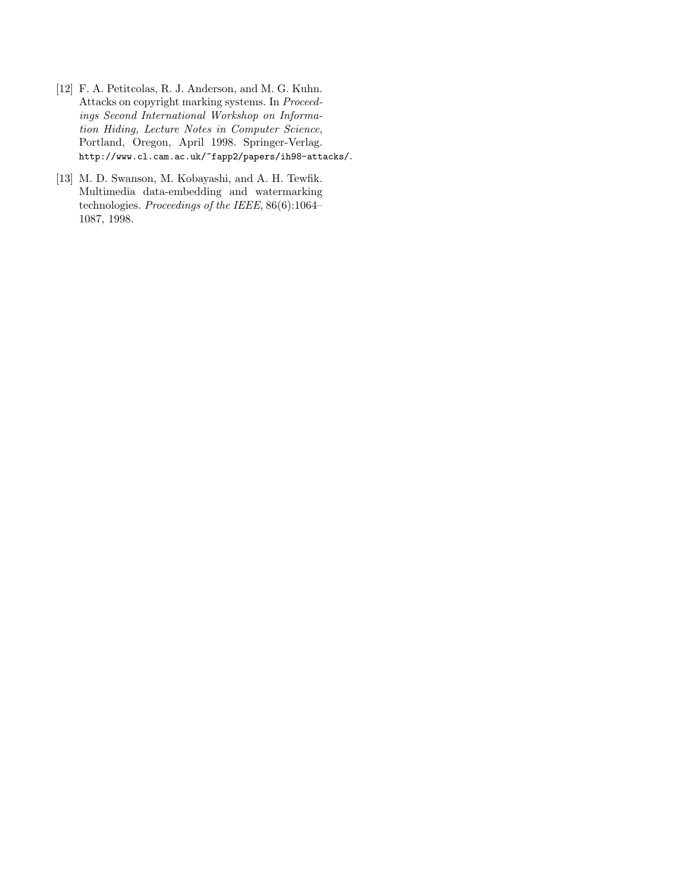[12] F. A. Petitcolas, R. J. Anderson, and M. G. Kuhn. Attacks on copyright marking systems. In *Proceedings Second International Workshop on Information Hiding, Lecture Notes in Computer Science*, Portland, Oregon, April 1998. Springer-Verlag. `http://www.cl.cam.ac.uk/~fapp2/papers/ih98-attacks/`.

[13] M. D. Swanson, M. Kobayashi, and A. H. Tewfik. Multimedia data-embedding and watermarking technologies. *Proceedings of the IEEE*, 86(6):1064–1087, 1998.